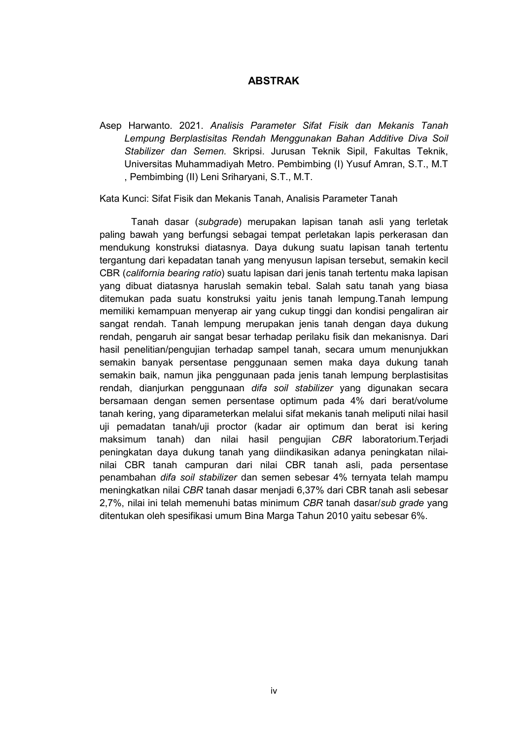# ABSTRAK

Asep Harwanto. 2021. *Analisis Parameter Sifat Fisik dan Mekanis Tanah Lempung Berplastisitas Rendah Menggunakan Bahan Additive Diva Soil Stabilizer dan Semen.* Skripsi. Jurusan Teknik Sipil, Fakultas Teknik, Universitas Muhammadiyah Metro. Pembimbing (I) Yusuf Amran, S.T., M.T , Pembimbing (II) Leni Sriharyani, S.T., M.T.

Kata Kunci: Sifat Fisik dan Mekanis Tanah, Analisis Parameter Tanah

Tanah dasar (*subgrade*) merupakan lapisan tanah asli yang terletak paling bawah yang berfungsi sebagai tempat perletakan lapis perkerasan dan mendukung konstruksi diatasnya. Daya dukung suatu lapisan tanah tertentu tergantung dari kepadatan tanah yang menyusun lapisan tersebut, semakin kecil CBR (*california bearing ratio*) suatu lapisan dari jenis tanah tertentu maka lapisan yang dibuat diatasnya haruslah semakin tebal. Salah satu tanah yang biasa ditemukan pada suatu konstruksi yaitu jenis tanah lempung.Tanah lempung memiliki kemampuan menyerap air yang cukup tinggi dan kondisi pengaliran air sangat rendah. Tanah lempung merupakan jenis tanah dengan daya dukung rendah, pengaruh air sangat besar terhadap perilaku fisik dan mekanisnya. Dari hasil penelitian/pengujian terhadap sampel tanah, secara umum menunjukkan semakin banyak persentase penggunaan semen maka daya dukung tanah semakin baik, namun jika penggunaan pada jenis tanah lempung berplastisitas rendah, dianjurkan penggunaan *difa soil stabilizer* yang digunakan secara bersamaan dengan semen persentase optimum pada 4% dari berat/volume tanah kering, yang diparameterkan melalui sifat mekanis tanah meliputi nilai hasil uji pemadatan tanah/uji proctor (kadar air optimum dan berat isi kering maksimum tanah) dan nilai hasil pengujian *CBR* laboratorium.Terjadi peningkatan daya dukung tanah yang diindikasikan adanya peningkatan nilai-nilai CBR tanah campuran dari nilai CBR tanah asli, pada persentase penambahan *difa soil stabilizer* dan semen sebesar 4% ternyata telah mampu meningkatkan nilai *CBR* tanah dasar menjadi 6,37% dari CBR tanah asli sebesar 2,7%, nilai ini telah memenuhi batas minimum *CBR* tanah dasar/*sub grade* yang ditentukan oleh spesifikasi umum Bina Marga Tahun 2010 yaitu sebesar 6%.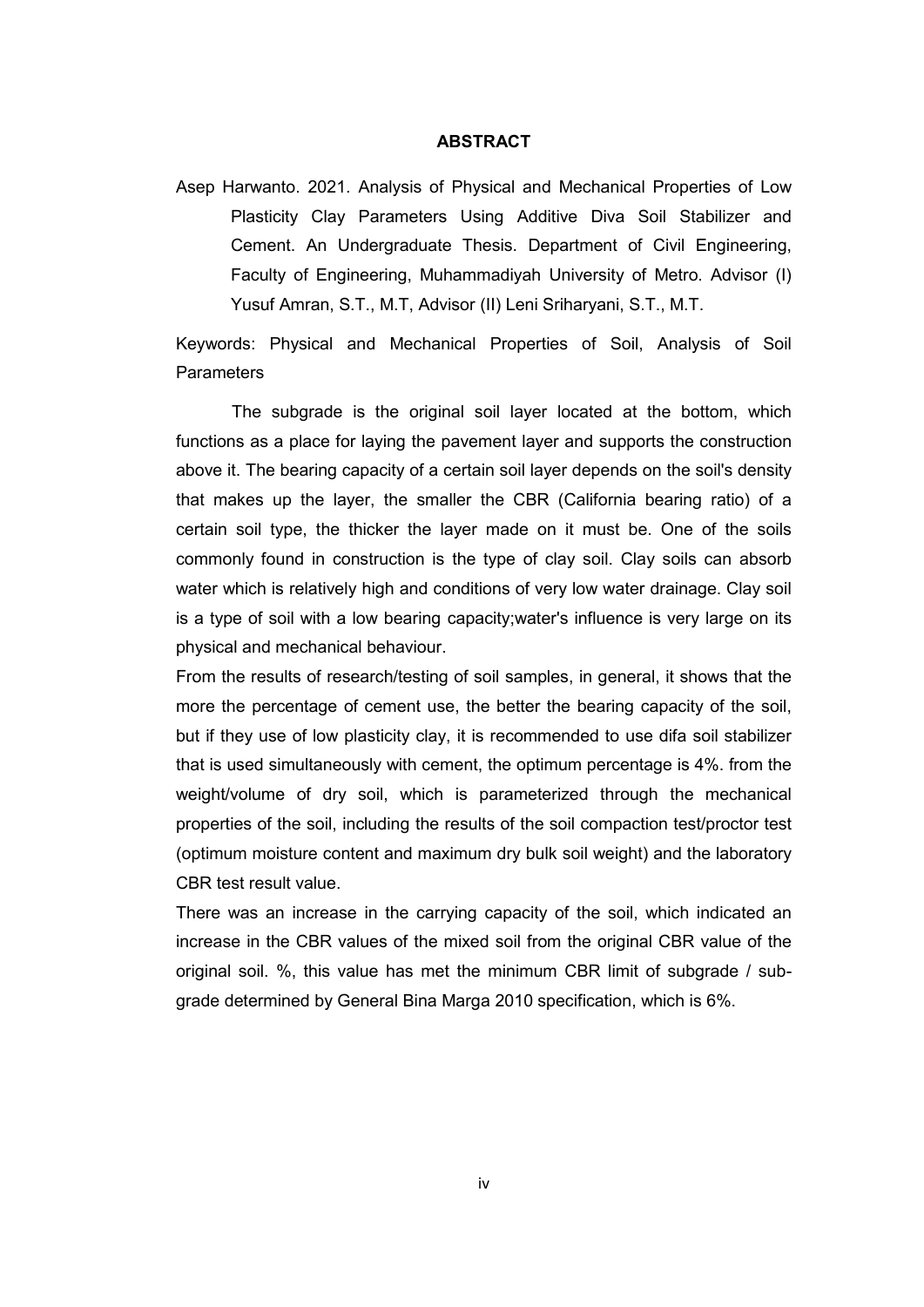## ABSTRACT

Asep Harwanto. 2021. Analysis of Physical and Mechanical Properties of Low Plasticity Clay Parameters Using Additive Diva Soil Stabilizer and Cement. An Undergraduate Thesis. Department of Civil Engineering, Faculty of Engineering, Muhammadiyah University of Metro. Advisor (I) Yusuf Amran, S.T., M.T, Advisor (II) Leni Sriharyani, S.T., M.T.

Keywords: Physical and Mechanical Properties of Soil, Analysis of Soil Parameters

The subgrade is the original soil layer located at the bottom, which functions as a place for laying the pavement layer and supports the construction above it. The bearing capacity of a certain soil layer depends on the soil's density that makes up the layer, the smaller the CBR (California bearing ratio) of a certain soil type, the thicker the layer made on it must be. One of the soils commonly found in construction is the type of clay soil. Clay soils can absorb water which is relatively high and conditions of very low water drainage. Clay soil is a type of soil with a low bearing capacity;water's influence is very large on its physical and mechanical behaviour.

From the results of research/testing of soil samples, in general, it shows that the more the percentage of cement use, the better the bearing capacity of the soil, but if they use of low plasticity clay, it is recommended to use difa soil stabilizer that is used simultaneously with cement, the optimum percentage is 4%. from the weight/volume of dry soil, which is parameterized through the mechanical properties of the soil, including the results of the soil compaction test/proctor test (optimum moisture content and maximum dry bulk soil weight) and the laboratory CBR test result value.

There was an increase in the carrying capacity of the soil, which indicated an increase in the CBR values of the mixed soil from the original CBR value of the original soil. %, this value has met the minimum CBR limit of subgrade / sub-grade determined by General Bina Marga 2010 specification, which is 6%.